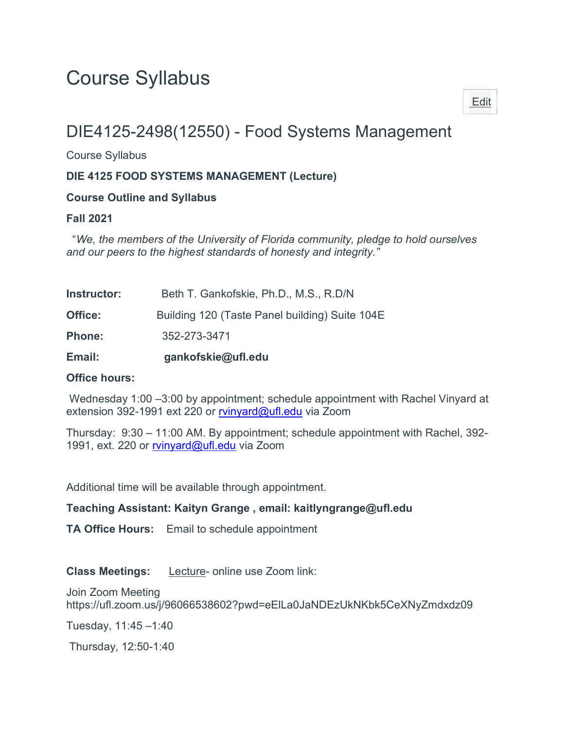# Course Syllabus

Edit

## DIE4125-2498(12550) - Food Systems Management

Course Syllabus

**DIE 4125 FOOD SYSTEMS MANAGEMENT (Lecture)**

**Course Outline and Syllabus**

**Fall 2021**

"*We, the members of the University of Florida community, pledge to hold ourselves and our peers to the highest standards of honesty and integrity.*"

**Instructor:** Beth T. Gankofskie, Ph.D., M.S., R.D/N

**Office:** Building 120 (Taste Panel building) Suite 104E

**Phone:** 352-273-3471

**Email:** **gankofskie@ufl.edu**

**Office hours:**

Wednesday 1:00 –3:00 by appointment; schedule appointment with Rachel Vinyard at extension 392-1991 ext 220 or rvinyard@ufl.edu via Zoom

Thursday: 9:30 – 11:00 AM. By appointment; schedule appointment with Rachel, 392-1991, ext. 220 or rvinyard@ufl.edu via Zoom

Additional time will be available through appointment.

**Teaching Assistant: Kaityn Grange , email: kaitlyngrange@ufl.edu**

**TA Office Hours:** Email to schedule appointment

**Class Meetings:** Lecture- online use Zoom link:

Join Zoom Meeting
https://ufl.zoom.us/j/96066538602?pwd=eElLa0JaNDEzUkNKbk5CeXNyZmdxdz09

Tuesday, 11:45 –1:40

Thursday, 12:50-1:40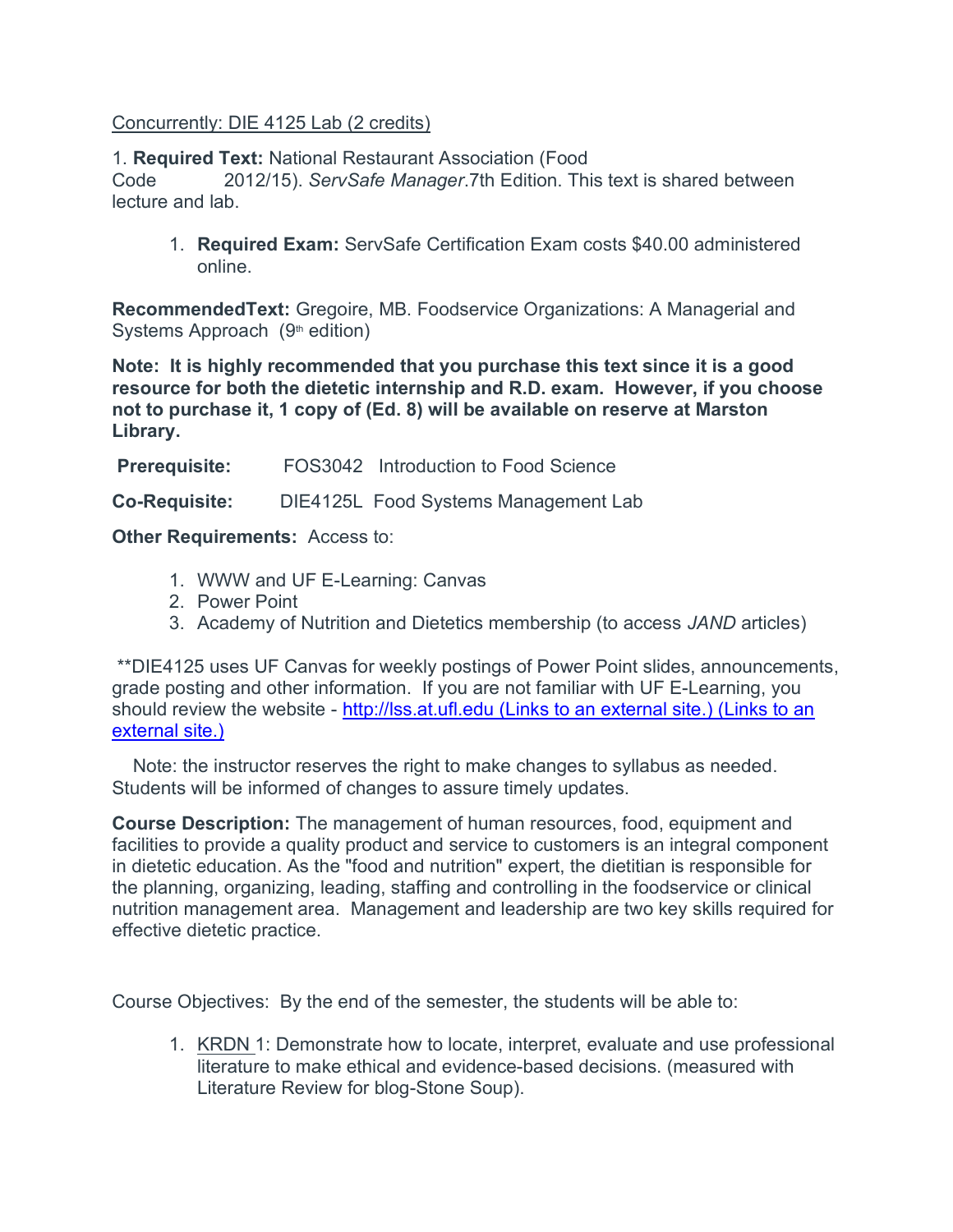Concurrently: DIE 4125 Lab (2 credits)

1. **Required Text:** National Restaurant Association (Food Code 2012/15). *ServSafe Manager*.7th Edition. This text is shared between lecture and lab.

   1. **Required Exam:** ServSafe Certification Exam costs $40.00 administered online.

**RecommendedText:** Gregoire, MB. Foodservice Organizations: A Managerial and Systems Approach (9th edition)

**Note: It is highly recommended that you purchase this text since it is a good resource for both the dietetic internship and R.D. exam. However, if you choose not to purchase it, 1 copy of (Ed. 8) will be available on reserve at Marston Library.**

**Prerequisite:** FOS3042 Introduction to Food Science

**Co-Requisite:** DIE4125L Food Systems Management Lab

**Other Requirements:** Access to:

1. WWW and UF E-Learning: Canvas
2. Power Point
3. Academy of Nutrition and Dietetics membership (to access *JAND* articles)

**DIE4125 uses UF Canvas for weekly postings of Power Point slides, announcements, grade posting and other information. If you are not familiar with UF E-Learning, you should review the website - http://lss.at.ufl.edu (Links to an external site.) (Links to an external site.)

Note: the instructor reserves the right to make changes to syllabus as needed. Students will be informed of changes to assure timely updates.

**Course Description:** The management of human resources, food, equipment and facilities to provide a quality product and service to customers is an integral component in dietetic education. As the "food and nutrition" expert, the dietitian is responsible for the planning, organizing, leading, staffing and controlling in the foodservice or clinical nutrition management area. Management and leadership are two key skills required for effective dietetic practice.

Course Objectives: By the end of the semester, the students will be able to:

1. KRDN 1: Demonstrate how to locate, interpret, evaluate and use professional literature to make ethical and evidence-based decisions. (measured with Literature Review for blog-Stone Soup).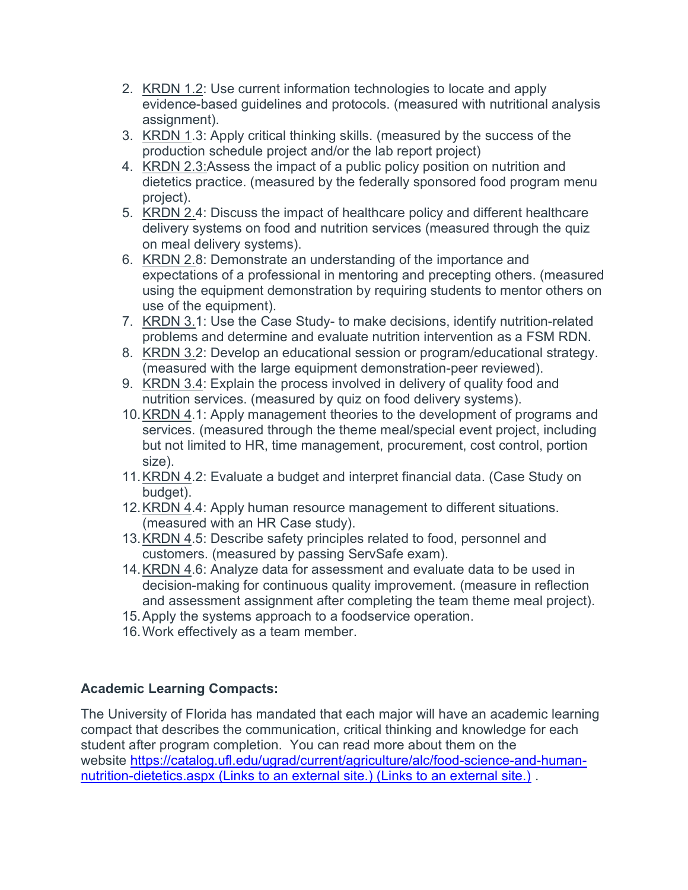2. KRDN 1.2: Use current information technologies to locate and apply evidence-based guidelines and protocols. (measured with nutritional analysis assignment).
3. KRDN 1.3: Apply critical thinking skills. (measured by the success of the production schedule project and/or the lab report project)
4. KRDN 2.3:Assess the impact of a public policy position on nutrition and dietetics practice. (measured by the federally sponsored food program menu project).
5. KRDN 2.4: Discuss the impact of healthcare policy and different healthcare delivery systems on food and nutrition services (measured through the quiz on meal delivery systems).
6. KRDN 2.8: Demonstrate an understanding of the importance and expectations of a professional in mentoring and precepting others. (measured using the equipment demonstration by requiring students to mentor others on use of the equipment).
7. KRDN 3.1: Use the Case Study- to make decisions, identify nutrition-related problems and determine and evaluate nutrition intervention as a FSM RDN.
8. KRDN 3.2: Develop an educational session or program/educational strategy. (measured with the large equipment demonstration-peer reviewed).
9. KRDN 3.4: Explain the process involved in delivery of quality food and nutrition services. (measured by quiz on food delivery systems).
10. KRDN 4.1: Apply management theories to the development of programs and services. (measured through the theme meal/special event project, including but not limited to HR, time management, procurement, cost control, portion size).
11. KRDN 4.2: Evaluate a budget and interpret financial data. (Case Study on budget).
12. KRDN 4.4: Apply human resource management to different situations. (measured with an HR Case study).
13. KRDN 4.5: Describe safety principles related to food, personnel and customers. (measured by passing ServSafe exam).
14. KRDN 4.6: Analyze data for assessment and evaluate data to be used in decision-making for continuous quality improvement. (measure in reflection and assessment assignment after completing the team theme meal project).
15. Apply the systems approach to a foodservice operation.
16. Work effectively as a team member.

**Academic Learning Compacts:**

The University of Florida has mandated that each major will have an academic learning compact that describes the communication, critical thinking and knowledge for each student after program completion. You can read more about them on the website [https://catalog.ufl.edu/ugrad/current/agriculture/alc/food-science-and-human-nutrition-dietetics.aspx (Links to an external site.) (Links to an external site.)](https://catalog.ufl.edu/ugrad/current/agriculture/alc/food-science-and-human-nutrition-dietetics.aspx) .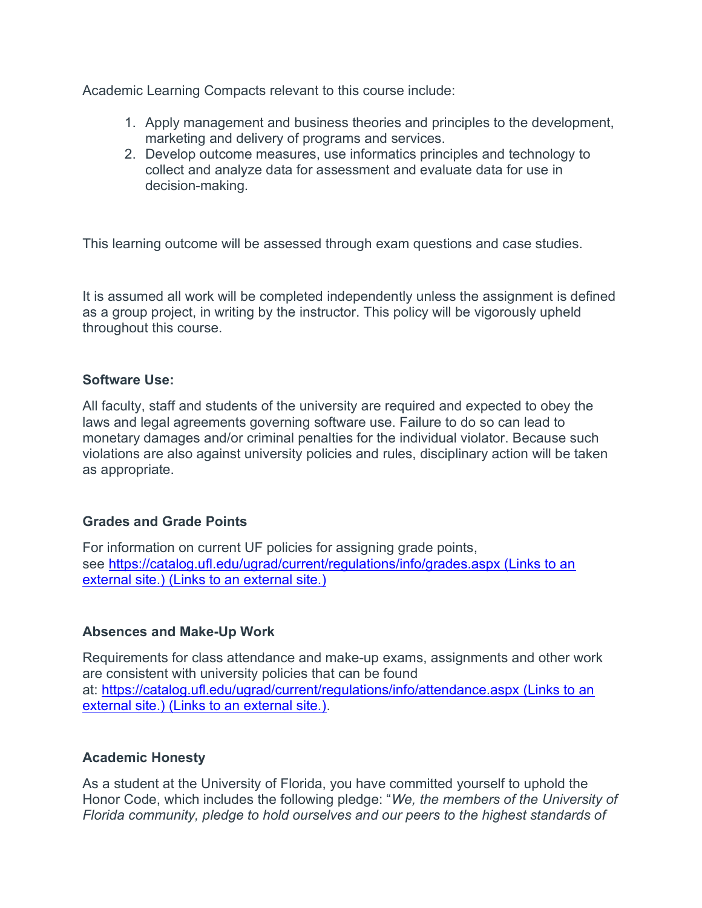Academic Learning Compacts relevant to this course include:

1. Apply management and business theories and principles to the development, marketing and delivery of programs and services.
2. Develop outcome measures, use informatics principles and technology to collect and analyze data for assessment and evaluate data for use in decision-making.

This learning outcome will be assessed through exam questions and case studies.

It is assumed all work will be completed independently unless the assignment is defined as a group project, in writing by the instructor. This policy will be vigorously upheld throughout this course.

**Software Use:**

All faculty, staff and students of the university are required and expected to obey the laws and legal agreements governing software use. Failure to do so can lead to monetary damages and/or criminal penalties for the individual violator. Because such violations are also against university policies and rules, disciplinary action will be taken as appropriate.

**Grades and Grade Points**

For information on current UF policies for assigning grade points, see [https://catalog.ufl.edu/ugrad/current/regulations/info/grades.aspx (Links to an external site.) (Links to an external site.)](https://catalog.ufl.edu/ugrad/current/regulations/info/grades.aspx)

**Absences and Make-Up Work**

Requirements for class attendance and make-up exams, assignments and other work are consistent with university policies that can be found at: [https://catalog.ufl.edu/ugrad/current/regulations/info/attendance.aspx (Links to an external site.) (Links to an external site.)](https://catalog.ufl.edu/ugrad/current/regulations/info/attendance.aspx).

**Academic Honesty**

As a student at the University of Florida, you have committed yourself to uphold the Honor Code, which includes the following pledge: "*We, the members of the University of Florida community, pledge to hold ourselves and our peers to the highest standards of*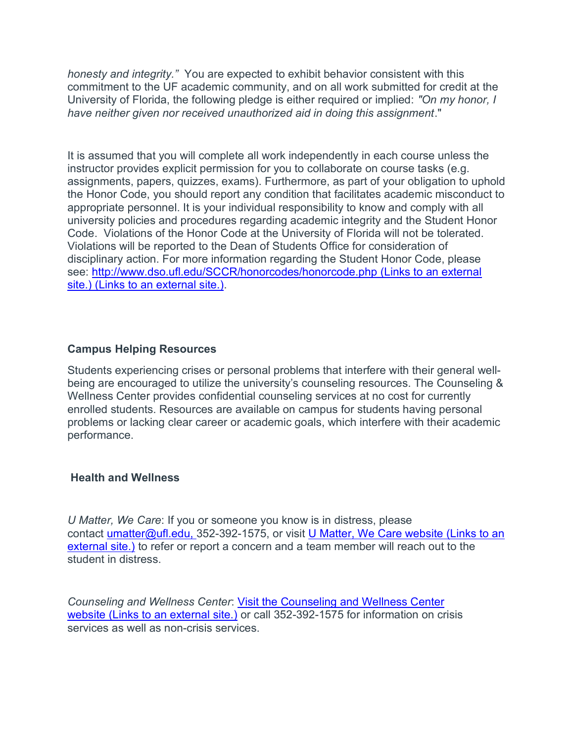*honesty and integrity."* You are expected to exhibit behavior consistent with this commitment to the UF academic community, and on all work submitted for credit at the University of Florida, the following pledge is either required or implied: *"On my honor, I have neither given nor received unauthorized aid in doing this assignment*."

It is assumed that you will complete all work independently in each course unless the instructor provides explicit permission for you to collaborate on course tasks (e.g. assignments, papers, quizzes, exams). Furthermore, as part of your obligation to uphold the Honor Code, you should report any condition that facilitates academic misconduct to appropriate personnel. It is your individual responsibility to know and comply with all university policies and procedures regarding academic integrity and the Student Honor Code. Violations of the Honor Code at the University of Florida will not be tolerated. Violations will be reported to the Dean of Students Office for consideration of disciplinary action. For more information regarding the Student Honor Code, please see: [http://www.dso.ufl.edu/SCCR/honorcodes/honorcode.php (Links to an external site.) (Links to an external site.)](http://www.dso.ufl.edu/SCCR/honorcodes/honorcode.php).

**Campus Helping Resources**

Students experiencing crises or personal problems that interfere with their general well-being are encouraged to utilize the university's counseling resources. The Counseling & Wellness Center provides confidential counseling services at no cost for currently enrolled students. Resources are available on campus for students having personal problems or lacking clear career or academic goals, which interfere with their academic performance.

**Health and Wellness**

*U Matter, We Care*: If you or someone you know is in distress, please contact umatter@ufl.edu, 352-392-1575, or visit U Matter, We Care website (Links to an external site.) to refer or report a concern and a team member will reach out to the student in distress.

*Counseling and Wellness Center*: Visit the Counseling and Wellness Center website (Links to an external site.) or call 352-392-1575 for information on crisis services as well as non-crisis services.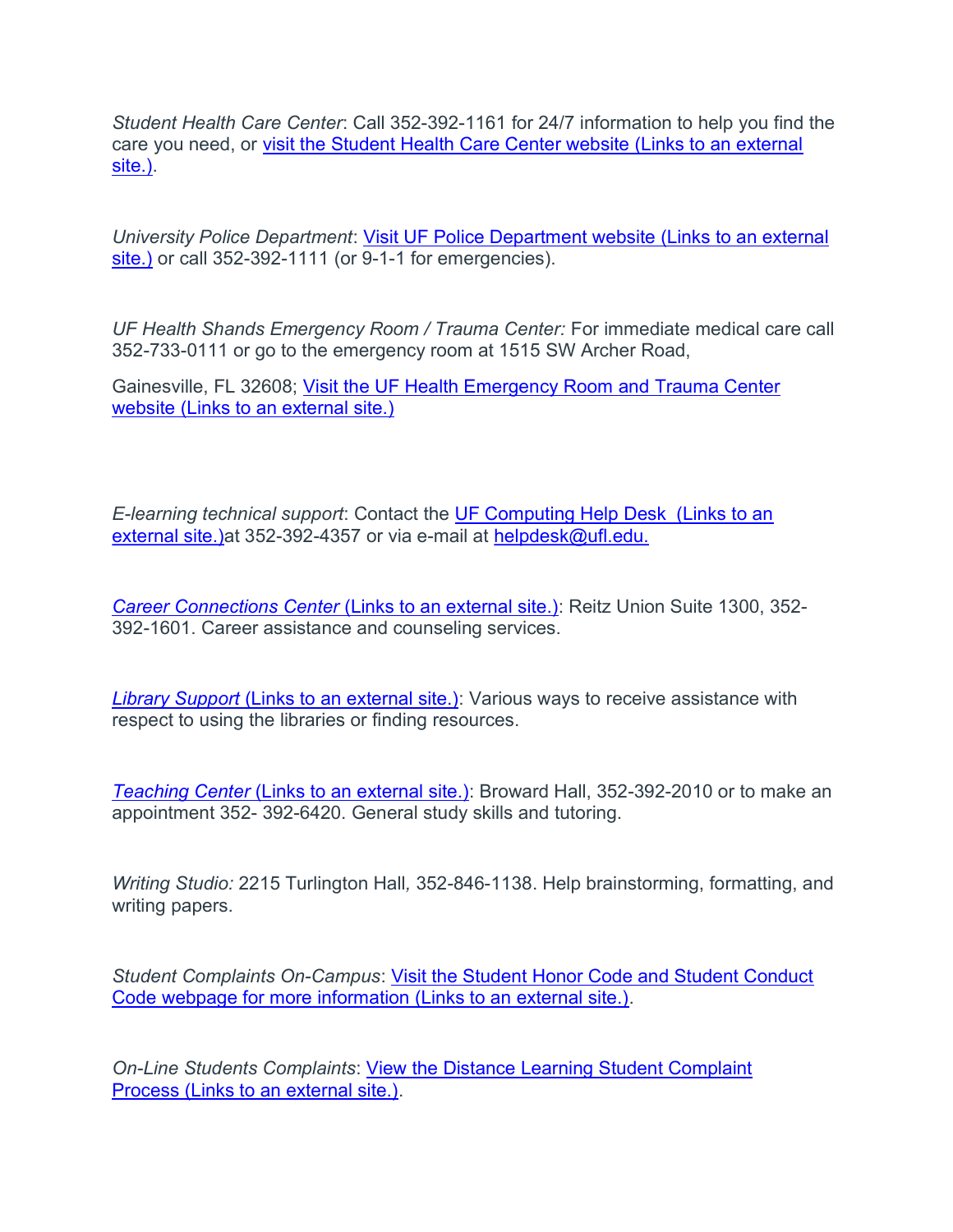*Student Health Care Center*: Call 352-392-1161 for 24/7 information to help you find the care you need, or visit the Student Health Care Center website (Links to an external site.).

*University Police Department*: Visit UF Police Department website (Links to an external site.) or call 352-392-1111 (or 9-1-1 for emergencies).

*UF Health Shands Emergency Room / Trauma Center:* For immediate medical care call 352-733-0111 or go to the emergency room at 1515 SW Archer Road,

Gainesville, FL 32608; Visit the UF Health Emergency Room and Trauma Center website (Links to an external site.)

*E-learning technical support*: Contact the UF Computing Help Desk (Links to an external site.)at 352-392-4357 or via e-mail at helpdesk@ufl.edu.

*Career Connections Center* (Links to an external site.): Reitz Union Suite 1300, 352-392-1601. Career assistance and counseling services.

*Library Support* (Links to an external site.): Various ways to receive assistance with respect to using the libraries or finding resources.

*Teaching Center* (Links to an external site.): Broward Hall, 352-392-2010 or to make an appointment 352- 392-6420. General study skills and tutoring.

*Writing Studio:* 2215 Turlington Hall*,* 352-846-1138. Help brainstorming, formatting, and writing papers.

*Student Complaints On-Campus*: Visit the Student Honor Code and Student Conduct Code webpage for more information (Links to an external site.).

*On-Line Students Complaints*: View the Distance Learning Student Complaint Process (Links to an external site.).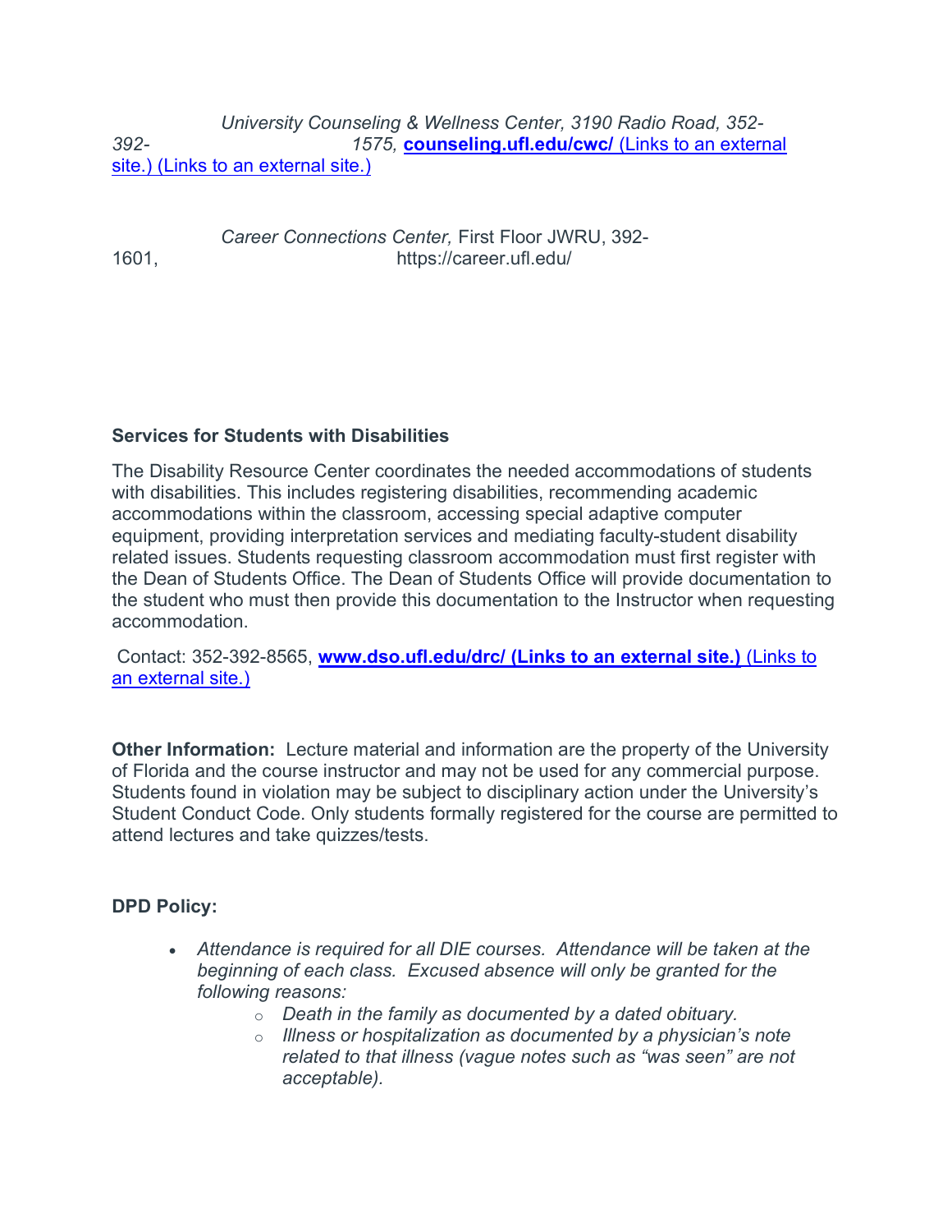*University Counseling & Wellness Center, 3190 Radio Road, 352-392-1575,* **counseling.ufl.edu/cwc/** (Links to an external site.) (Links to an external site.)

*Career Connections Center,* First Floor JWRU, 392-1601, https://career.ufl.edu/

**Services for Students with Disabilities**

The Disability Resource Center coordinates the needed accommodations of students with disabilities. This includes registering disabilities, recommending academic accommodations within the classroom, accessing special adaptive computer equipment, providing interpretation services and mediating faculty-student disability related issues. Students requesting classroom accommodation must first register with the Dean of Students Office. The Dean of Students Office will provide documentation to the student who must then provide this documentation to the Instructor when requesting accommodation.

Contact: 352-392-8565, **www.dso.ufl.edu/drc/ (Links to an external site.)** (Links to an external site.)

**Other Information:** Lecture material and information are the property of the University of Florida and the course instructor and may not be used for any commercial purpose. Students found in violation may be subject to disciplinary action under the University's Student Conduct Code. Only students formally registered for the course are permitted to attend lectures and take quizzes/tests.

**DPD Policy:**

- *Attendance is required for all DIE courses. Attendance will be taken at the beginning of each class. Excused absence will only be granted for the following reasons:*
  - *Death in the family as documented by a dated obituary.*
  - *Illness or hospitalization as documented by a physician's note related to that illness (vague notes such as "was seen" are not acceptable).*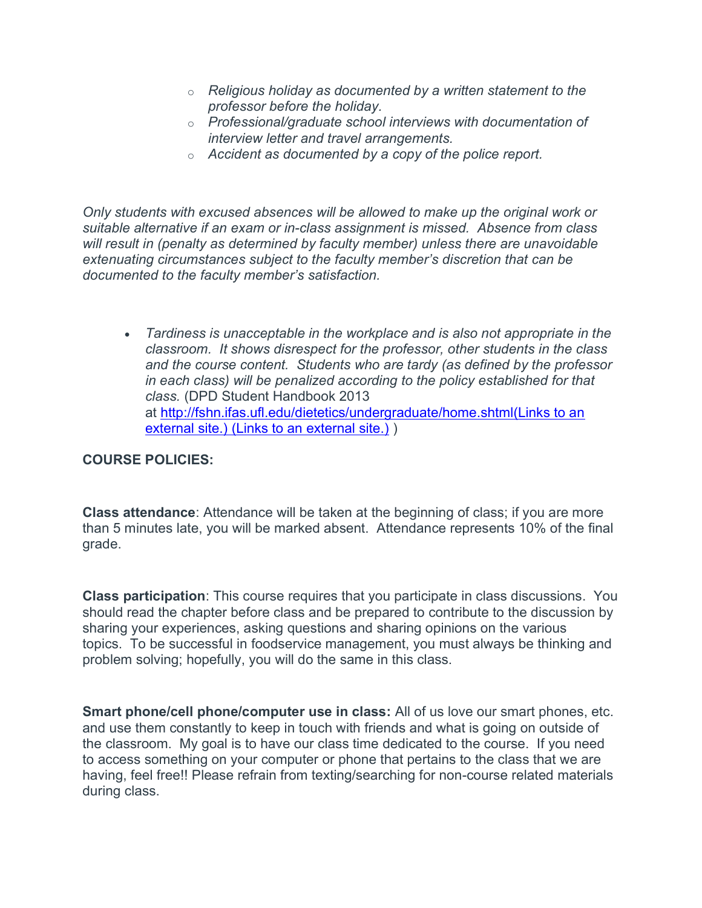- *Religious holiday as documented by a written statement to the professor before the holiday.*
- *Professional/graduate school interviews with documentation of interview letter and travel arrangements.*
- *Accident as documented by a copy of the police report.*

*Only students with excused absences will be allowed to make up the original work or suitable alternative if an exam or in-class assignment is missed. Absence from class will result in (penalty as determined by faculty member) unless there are unavoidable extenuating circumstances subject to the faculty member's discretion that can be documented to the faculty member's satisfaction.*

- *Tardiness is unacceptable in the workplace and is also not appropriate in the classroom. It shows disrespect for the professor, other students in the class and the course content. Students who are tardy (as defined by the professor in each class) will be penalized according to the policy established for that class.* (DPD Student Handbook 2013 at [http://fshn.ifas.ufl.edu/dietetics/undergraduate/home.shtml(Links to an external site.) (Links to an external site.)](http://fshn.ifas.ufl.edu/dietetics/undergraduate/home.shtml) )

**COURSE POLICIES:**

**Class attendance**: Attendance will be taken at the beginning of class; if you are more than 5 minutes late, you will be marked absent. Attendance represents 10% of the final grade.

**Class participation**: This course requires that you participate in class discussions. You should read the chapter before class and be prepared to contribute to the discussion by sharing your experiences, asking questions and sharing opinions on the various topics. To be successful in foodservice management, you must always be thinking and problem solving; hopefully, you will do the same in this class.

**Smart phone/cell phone/computer use in class:** All of us love our smart phones, etc. and use them constantly to keep in touch with friends and what is going on outside of the classroom. My goal is to have our class time dedicated to the course. If you need to access something on your computer or phone that pertains to the class that we are having, feel free!! Please refrain from texting/searching for non-course related materials during class.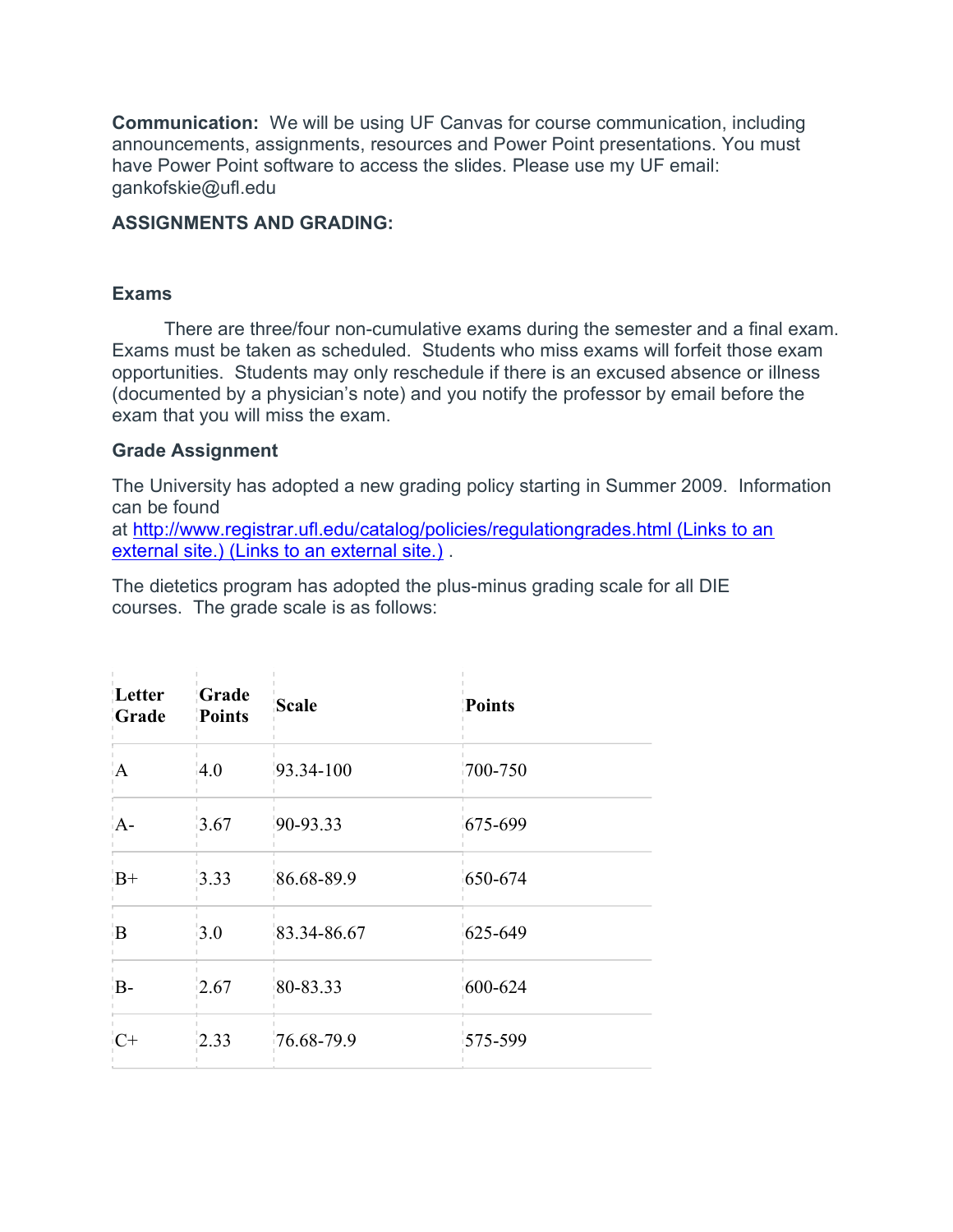**Communication:** We will be using UF Canvas for course communication, including announcements, assignments, resources and Power Point presentations. You must have Power Point software to access the slides. Please use my UF email: gankofskie@ufl.edu

**ASSIGNMENTS AND GRADING:**

### Exams

There are three/four non-cumulative exams during the semester and a final exam. Exams must be taken as scheduled. Students who miss exams will forfeit those exam opportunities. Students may only reschedule if there is an excused absence or illness (documented by a physician's note) and you notify the professor by email before the exam that you will miss the exam.

### Grade Assignment

The University has adopted a new grading policy starting in Summer 2009. Information can be found at [http://www.registrar.ufl.edu/catalog/policies/regulationgrades.html (Links to an external site.) (Links to an external site.)](http://www.registrar.ufl.edu/catalog/policies/regulationgrades.html) .

The dietetics program has adopted the plus-minus grading scale for all DIE courses. The grade scale is as follows:

| Letter Grade | Grade Points | Scale | Points |
|---|---|---|---|
| A | 4.0 | 93.34-100 | 700-750 |
| A- | 3.67 | 90-93.33 | 675-699 |
| B+ | 3.33 | 86.68-89.9 | 650-674 |
| B | 3.0 | 83.34-86.67 | 625-649 |
| B- | 2.67 | 80-83.33 | 600-624 |
| C+ | 2.33 | 76.68-79.9 | 575-599 |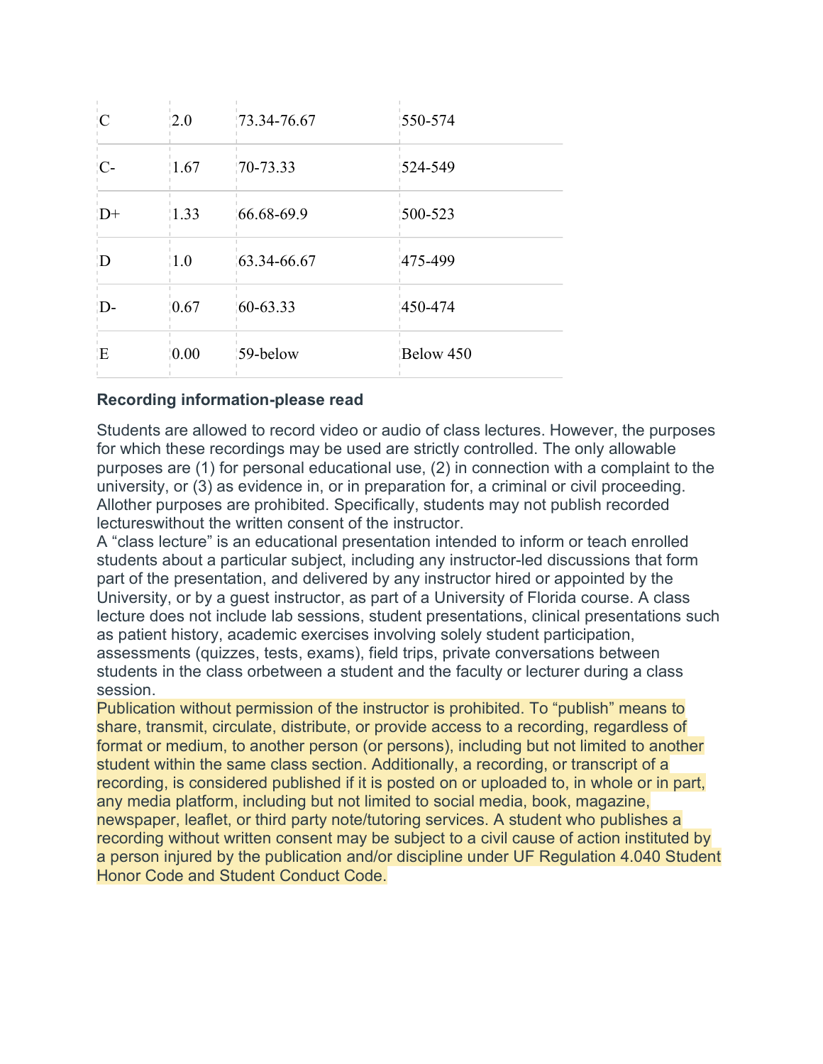| | | | |
|---|---|---|---|
| C | 2.0 | 73.34-76.67 | 550-574 |
| C- | 1.67 | 70-73.33 | 524-549 |
| D+ | 1.33 | 66.68-69.9 | 500-523 |
| D | 1.0 | 63.34-66.67 | 475-499 |
| D- | 0.67 | 60-63.33 | 450-474 |
| E | 0.00 | 59-below | Below 450 |

**Recording information-please read**

Students are allowed to record video or audio of class lectures. However, the purposes for which these recordings may be used are strictly controlled. The only allowable purposes are (1) for personal educational use, (2) in connection with a complaint to the university, or (3) as evidence in, or in preparation for, a criminal or civil proceeding. Allother purposes are prohibited. Specifically, students may not publish recorded lectureswithout the written consent of the instructor.
A "class lecture" is an educational presentation intended to inform or teach enrolled students about a particular subject, including any instructor-led discussions that form part of the presentation, and delivered by any instructor hired or appointed by the University, or by a guest instructor, as part of a University of Florida course. A class lecture does not include lab sessions, student presentations, clinical presentations such as patient history, academic exercises involving solely student participation, assessments (quizzes, tests, exams), field trips, private conversations between students in the class orbetween a student and the faculty or lecturer during a class session.
Publication without permission of the instructor is prohibited. To "publish" means to share, transmit, circulate, distribute, or provide access to a recording, regardless of format or medium, to another person (or persons), including but not limited to another student within the same class section. Additionally, a recording, or transcript of a recording, is considered published if it is posted on or uploaded to, in whole or in part, any media platform, including but not limited to social media, book, magazine, newspaper, leaflet, or third party note/tutoring services. A student who publishes a recording without written consent may be subject to a civil cause of action instituted by a person injured by the publication and/or discipline under UF Regulation 4.040 Student Honor Code and Student Conduct Code.